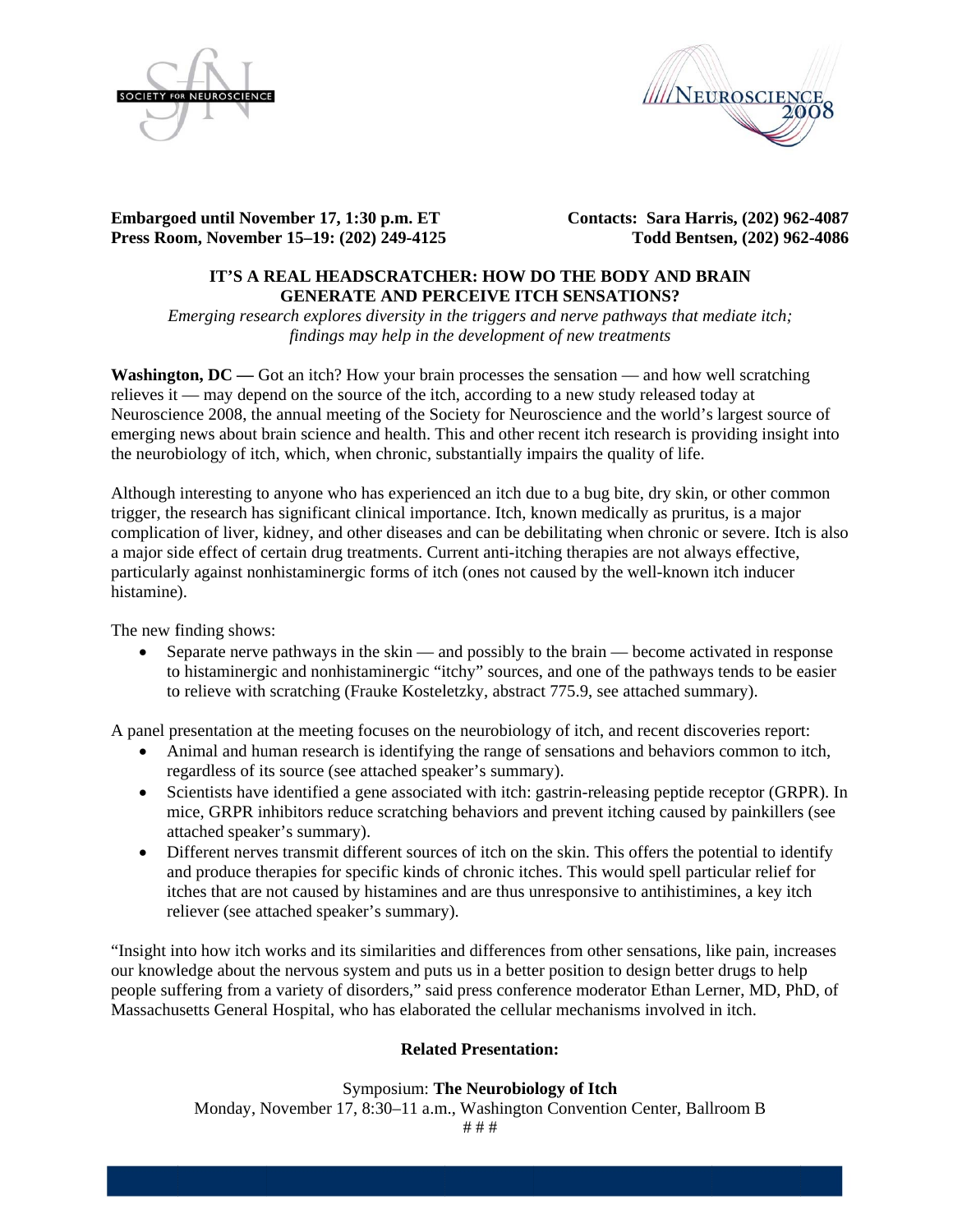**Embargoed until November 17, 1:30 p.m. ET**
**Press Room, November 15–19: (202) 249-4125**

**Contacts: Sara Harris, (202) 962-4087**
**Todd Bentsen, (202) 962-4086**

## IT'S A REAL HEADSCRATCHER: HOW DO THE BODY AND BRAIN GENERATE AND PERCEIVE ITCH SENSATIONS?

*Emerging research explores diversity in the triggers and nerve pathways that mediate itch; findings may help in the development of new treatments*

**Washington, DC —** Got an itch? How your brain processes the sensation — and how well scratching relieves it — may depend on the source of the itch, according to a new study released today at Neuroscience 2008, the annual meeting of the Society for Neuroscience and the world's largest source of emerging news about brain science and health. This and other recent itch research is providing insight into the neurobiology of itch, which, when chronic, substantially impairs the quality of life.

Although interesting to anyone who has experienced an itch due to a bug bite, dry skin, or other common trigger, the research has significant clinical importance. Itch, known medically as pruritus, is a major complication of liver, kidney, and other diseases and can be debilitating when chronic or severe. Itch is also a major side effect of certain drug treatments. Current anti-itching therapies are not always effective, particularly against nonhistaminergic forms of itch (ones not caused by the well-known itch inducer histamine).

The new finding shows:

- Separate nerve pathways in the skin — and possibly to the brain — become activated in response to histaminergic and nonhistaminergic "itchy" sources, and one of the pathways tends to be easier to relieve with scratching (Frauke Kosteletzky, abstract 775.9, see attached summary).

A panel presentation at the meeting focuses on the neurobiology of itch, and recent discoveries report:

- Animal and human research is identifying the range of sensations and behaviors common to itch, regardless of its source (see attached speaker's summary).
- Scientists have identified a gene associated with itch: gastrin-releasing peptide receptor (GRPR). In mice, GRPR inhibitors reduce scratching behaviors and prevent itching caused by painkillers (see attached speaker's summary).
- Different nerves transmit different sources of itch on the skin. This offers the potential to identify and produce therapies for specific kinds of chronic itches. This would spell particular relief for itches that are not caused by histamines and are thus unresponsive to antihistimines, a key itch reliever (see attached speaker's summary).

"Insight into how itch works and its similarities and differences from other sensations, like pain, increases our knowledge about the nervous system and puts us in a better position to design better drugs to help people suffering from a variety of disorders," said press conference moderator Ethan Lerner, MD, PhD, of Massachusetts General Hospital, who has elaborated the cellular mechanisms involved in itch.

**Related Presentation:**

Symposium: **The Neurobiology of Itch**
Monday, November 17, 8:30–11 a.m., Washington Convention Center, Ballroom B

# # #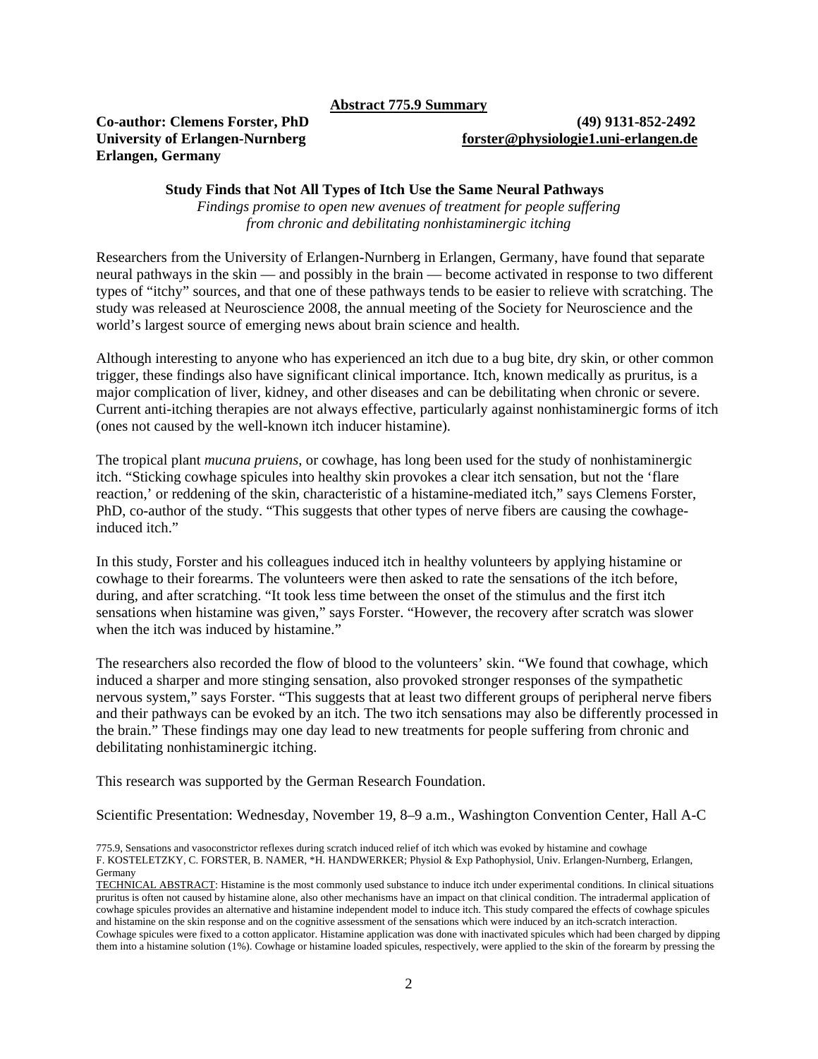**Abstract 775.9 Summary**

**Co-author: Clemens Forster, PhD** **(49) 9131-852-2492**
**University of Erlangen-Nurnberg** **forster@physiologie1.uni-erlangen.de**
**Erlangen, Germany**

**Study Finds that Not All Types of Itch Use the Same Neural Pathways**

*Findings promise to open new avenues of treatment for people suffering from chronic and debilitating nonhistaminergic itching*

Researchers from the University of Erlangen-Nurnberg in Erlangen, Germany, have found that separate neural pathways in the skin — and possibly in the brain — become activated in response to two different types of "itchy" sources, and that one of these pathways tends to be easier to relieve with scratching. The study was released at Neuroscience 2008, the annual meeting of the Society for Neuroscience and the world's largest source of emerging news about brain science and health.

Although interesting to anyone who has experienced an itch due to a bug bite, dry skin, or other common trigger, these findings also have significant clinical importance. Itch, known medically as pruritus, is a major complication of liver, kidney, and other diseases and can be debilitating when chronic or severe. Current anti-itching therapies are not always effective, particularly against nonhistaminergic forms of itch (ones not caused by the well-known itch inducer histamine).

The tropical plant *mucuna pruiens*, or cowhage, has long been used for the study of nonhistaminergic itch. "Sticking cowhage spicules into healthy skin provokes a clear itch sensation, but not the 'flare reaction,' or reddening of the skin, characteristic of a histamine-mediated itch," says Clemens Forster, PhD, co-author of the study. "This suggests that other types of nerve fibers are causing the cowhage-induced itch."

In this study, Forster and his colleagues induced itch in healthy volunteers by applying histamine or cowhage to their forearms. The volunteers were then asked to rate the sensations of the itch before, during, and after scratching. "It took less time between the onset of the stimulus and the first itch sensations when histamine was given," says Forster. "However, the recovery after scratch was slower when the itch was induced by histamine."

The researchers also recorded the flow of blood to the volunteers' skin. "We found that cowhage, which induced a sharper and more stinging sensation, also provoked stronger responses of the sympathetic nervous system," says Forster. "This suggests that at least two different groups of peripheral nerve fibers and their pathways can be evoked by an itch. The two itch sensations may also be differently processed in the brain." These findings may one day lead to new treatments for people suffering from chronic and debilitating nonhistaminergic itching.

This research was supported by the German Research Foundation.

Scientific Presentation: Wednesday, November 19, 8–9 a.m., Washington Convention Center, Hall A-C

775.9, Sensations and vasoconstrictor reflexes during scratch induced relief of itch which was evoked by histamine and cowhage
F. KOSTELETZKY, C. FORSTER, B. NAMER, *H. HANDWERKER; Physiol & Exp Pathophysiol, Univ. Erlangen-Nurnberg, Erlangen, Germany

TECHNICAL ABSTRACT: Histamine is the most commonly used substance to induce itch under experimental conditions. In clinical situations pruritus is often not caused by histamine alone, also other mechanisms have an impact on that clinical condition. The intradermal application of cowhage spicules provides an alternative and histamine independent model to induce itch. This study compared the effects of cowhage spicules and histamine on the skin response and on the cognitive assessment of the sensations which were induced by an itch-scratch interaction. Cowhage spicules were fixed to a cotton applicator. Histamine application was done with inactivated spicules which had been charged by dipping them into a histamine solution (1%). Cowhage or histamine loaded spicules, respectively, were applied to the skin of the forearm by pressing the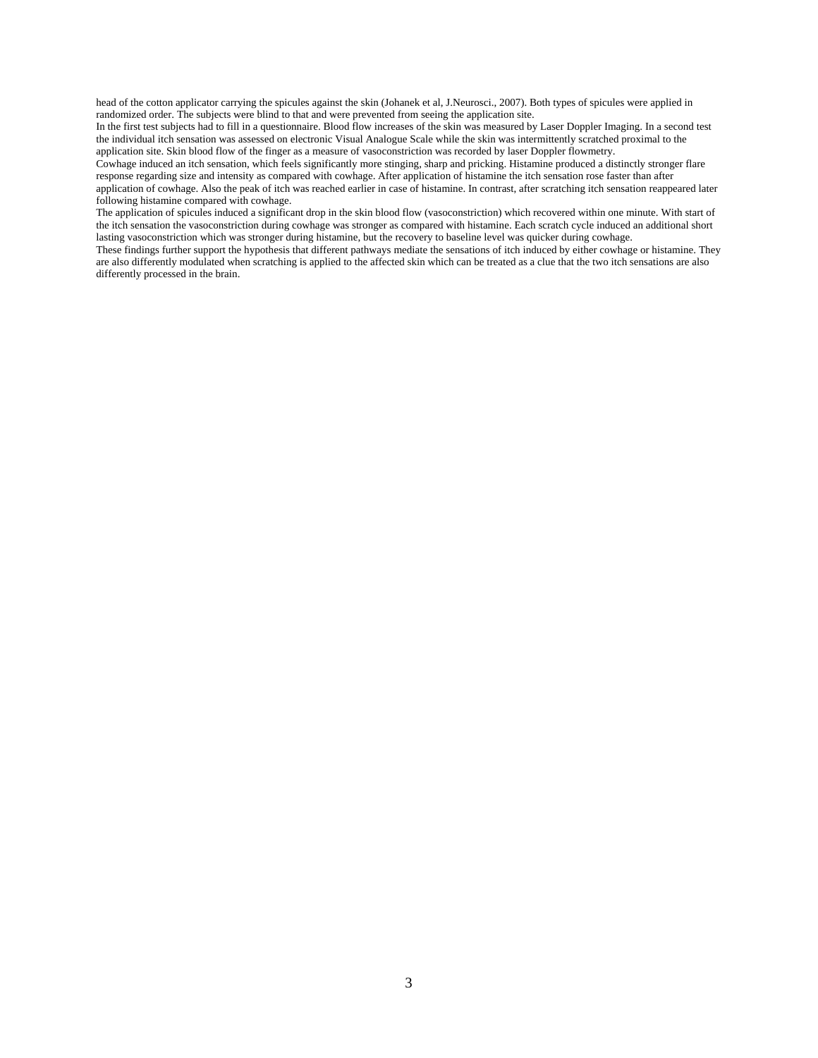head of the cotton applicator carrying the spicules against the skin (Johanek et al, J.Neurosci., 2007). Both types of spicules were applied in randomized order. The subjects were blind to that and were prevented from seeing the application site.

In the first test subjects had to fill in a questionnaire. Blood flow increases of the skin was measured by Laser Doppler Imaging. In a second test the individual itch sensation was assessed on electronic Visual Analogue Scale while the skin was intermittently scratched proximal to the application site. Skin blood flow of the finger as a measure of vasoconstriction was recorded by laser Doppler flowmetry.

Cowhage induced an itch sensation, which feels significantly more stinging, sharp and pricking. Histamine produced a distinctly stronger flare response regarding size and intensity as compared with cowhage. After application of histamine the itch sensation rose faster than after application of cowhage. Also the peak of itch was reached earlier in case of histamine. In contrast, after scratching itch sensation reappeared later following histamine compared with cowhage.

The application of spicules induced a significant drop in the skin blood flow (vasoconstriction) which recovered within one minute. With start of the itch sensation the vasoconstriction during cowhage was stronger as compared with histamine. Each scratch cycle induced an additional short lasting vasoconstriction which was stronger during histamine, but the recovery to baseline level was quicker during cowhage.

These findings further support the hypothesis that different pathways mediate the sensations of itch induced by either cowhage or histamine. They are also differently modulated when scratching is applied to the affected skin which can be treated as a clue that the two itch sensations are also differently processed in the brain.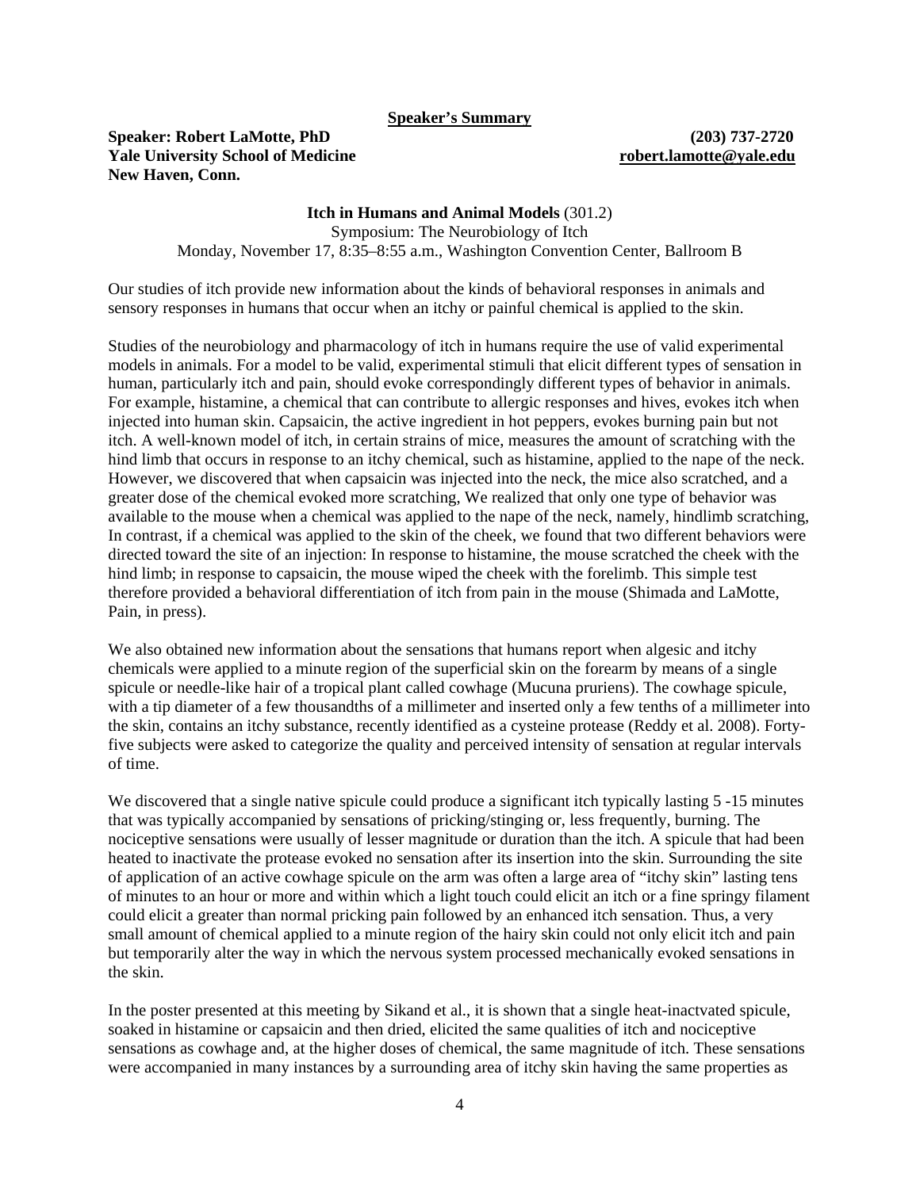**Speaker's Summary**

**Speaker: Robert LaMotte, PhD** **(203) 737-2720**
**Yale University School of Medicine** **robert.lamotte@yale.edu**
**New Haven, Conn.**

**Itch in Humans and Animal Models** (301.2)
Symposium: The Neurobiology of Itch
Monday, November 17, 8:35–8:55 a.m., Washington Convention Center, Ballroom B

Our studies of itch provide new information about the kinds of behavioral responses in animals and sensory responses in humans that occur when an itchy or painful chemical is applied to the skin.

Studies of the neurobiology and pharmacology of itch in humans require the use of valid experimental models in animals. For a model to be valid, experimental stimuli that elicit different types of sensation in human, particularly itch and pain, should evoke correspondingly different types of behavior in animals. For example, histamine, a chemical that can contribute to allergic responses and hives, evokes itch when injected into human skin. Capsaicin, the active ingredient in hot peppers, evokes burning pain but not itch. A well-known model of itch, in certain strains of mice, measures the amount of scratching with the hind limb that occurs in response to an itchy chemical, such as histamine, applied to the nape of the neck. However, we discovered that when capsaicin was injected into the neck, the mice also scratched, and a greater dose of the chemical evoked more scratching, We realized that only one type of behavior was available to the mouse when a chemical was applied to the nape of the neck, namely, hindlimb scratching, In contrast, if a chemical was applied to the skin of the cheek, we found that two different behaviors were directed toward the site of an injection: In response to histamine, the mouse scratched the cheek with the hind limb; in response to capsaicin, the mouse wiped the cheek with the forelimb. This simple test therefore provided a behavioral differentiation of itch from pain in the mouse (Shimada and LaMotte, Pain, in press).

We also obtained new information about the sensations that humans report when algesic and itchy chemicals were applied to a minute region of the superficial skin on the forearm by means of a single spicule or needle-like hair of a tropical plant called cowhage (Mucuna pruriens). The cowhage spicule, with a tip diameter of a few thousandths of a millimeter and inserted only a few tenths of a millimeter into the skin, contains an itchy substance, recently identified as a cysteine protease (Reddy et al. 2008). Forty-five subjects were asked to categorize the quality and perceived intensity of sensation at regular intervals of time.

We discovered that a single native spicule could produce a significant itch typically lasting 5 -15 minutes that was typically accompanied by sensations of pricking/stinging or, less frequently, burning. The nociceptive sensations were usually of lesser magnitude or duration than the itch. A spicule that had been heated to inactivate the protease evoked no sensation after its insertion into the skin. Surrounding the site of application of an active cowhage spicule on the arm was often a large area of "itchy skin" lasting tens of minutes to an hour or more and within which a light touch could elicit an itch or a fine springy filament could elicit a greater than normal pricking pain followed by an enhanced itch sensation. Thus, a very small amount of chemical applied to a minute region of the hairy skin could not only elicit itch and pain but temporarily alter the way in which the nervous system processed mechanically evoked sensations in the skin.

In the poster presented at this meeting by Sikand et al., it is shown that a single heat-inactvated spicule, soaked in histamine or capsaicin and then dried, elicited the same qualities of itch and nociceptive sensations as cowhage and, at the higher doses of chemical, the same magnitude of itch. These sensations were accompanied in many instances by a surrounding area of itchy skin having the same properties as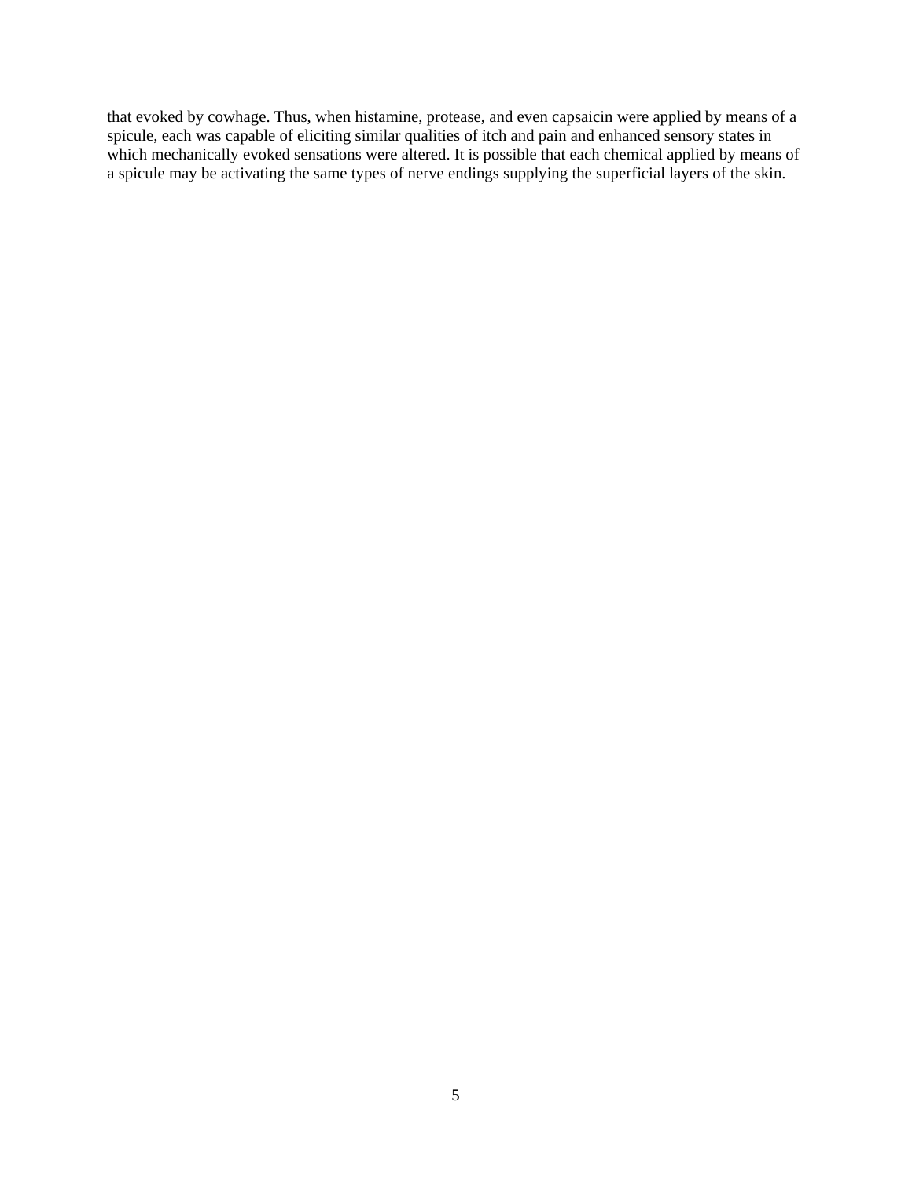that evoked by cowhage. Thus, when histamine, protease, and even capsaicin were applied by means of a spicule, each was capable of eliciting similar qualities of itch and pain and enhanced sensory states in which mechanically evoked sensations were altered. It is possible that each chemical applied by means of a spicule may be activating the same types of nerve endings supplying the superficial layers of the skin.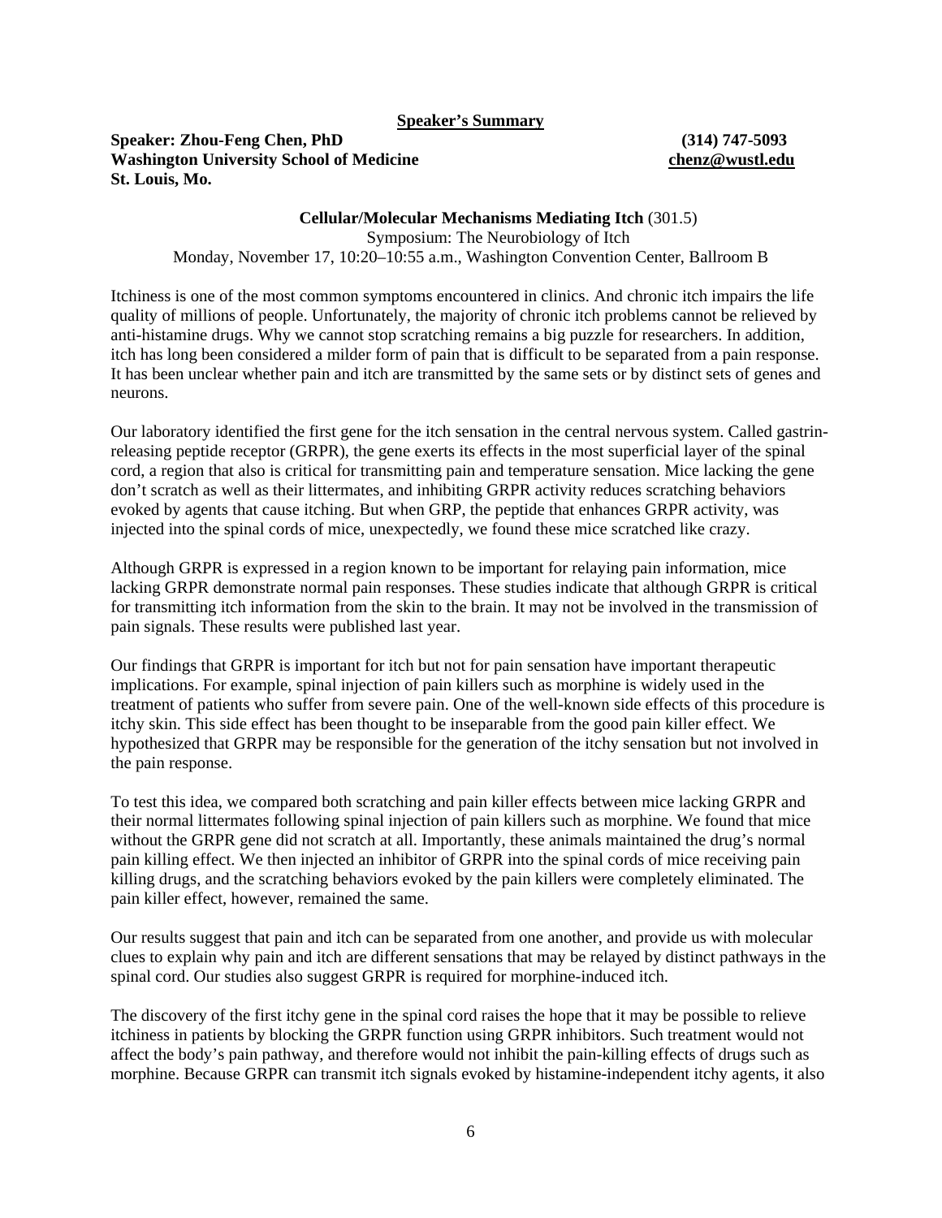**Speaker's Summary**

**Speaker: Zhou-Feng Chen, PhD** **(314) 747-5093**
**Washington University School of Medicine** **chenz@wustl.edu**
**St. Louis, Mo.**

**Cellular/Molecular Mechanisms Mediating Itch** (301.5)
Symposium: The Neurobiology of Itch
Monday, November 17, 10:20–10:55 a.m., Washington Convention Center, Ballroom B

Itchiness is one of the most common symptoms encountered in clinics. And chronic itch impairs the life quality of millions of people. Unfortunately, the majority of chronic itch problems cannot be relieved by anti-histamine drugs. Why we cannot stop scratching remains a big puzzle for researchers. In addition, itch has long been considered a milder form of pain that is difficult to be separated from a pain response. It has been unclear whether pain and itch are transmitted by the same sets or by distinct sets of genes and neurons.

Our laboratory identified the first gene for the itch sensation in the central nervous system. Called gastrin-releasing peptide receptor (GRPR), the gene exerts its effects in the most superficial layer of the spinal cord, a region that also is critical for transmitting pain and temperature sensation. Mice lacking the gene don't scratch as well as their littermates, and inhibiting GRPR activity reduces scratching behaviors evoked by agents that cause itching. But when GRP, the peptide that enhances GRPR activity, was injected into the spinal cords of mice, unexpectedly, we found these mice scratched like crazy.

Although GRPR is expressed in a region known to be important for relaying pain information, mice lacking GRPR demonstrate normal pain responses. These studies indicate that although GRPR is critical for transmitting itch information from the skin to the brain. It may not be involved in the transmission of pain signals. These results were published last year.

Our findings that GRPR is important for itch but not for pain sensation have important therapeutic implications. For example, spinal injection of pain killers such as morphine is widely used in the treatment of patients who suffer from severe pain. One of the well-known side effects of this procedure is itchy skin. This side effect has been thought to be inseparable from the good pain killer effect. We hypothesized that GRPR may be responsible for the generation of the itchy sensation but not involved in the pain response.

To test this idea, we compared both scratching and pain killer effects between mice lacking GRPR and their normal littermates following spinal injection of pain killers such as morphine. We found that mice without the GRPR gene did not scratch at all. Importantly, these animals maintained the drug's normal pain killing effect. We then injected an inhibitor of GRPR into the spinal cords of mice receiving pain killing drugs, and the scratching behaviors evoked by the pain killers were completely eliminated. The pain killer effect, however, remained the same.

Our results suggest that pain and itch can be separated from one another, and provide us with molecular clues to explain why pain and itch are different sensations that may be relayed by distinct pathways in the spinal cord. Our studies also suggest GRPR is required for morphine-induced itch.

The discovery of the first itchy gene in the spinal cord raises the hope that it may be possible to relieve itchiness in patients by blocking the GRPR function using GRPR inhibitors. Such treatment would not affect the body's pain pathway, and therefore would not inhibit the pain-killing effects of drugs such as morphine. Because GRPR can transmit itch signals evoked by histamine-independent itchy agents, it also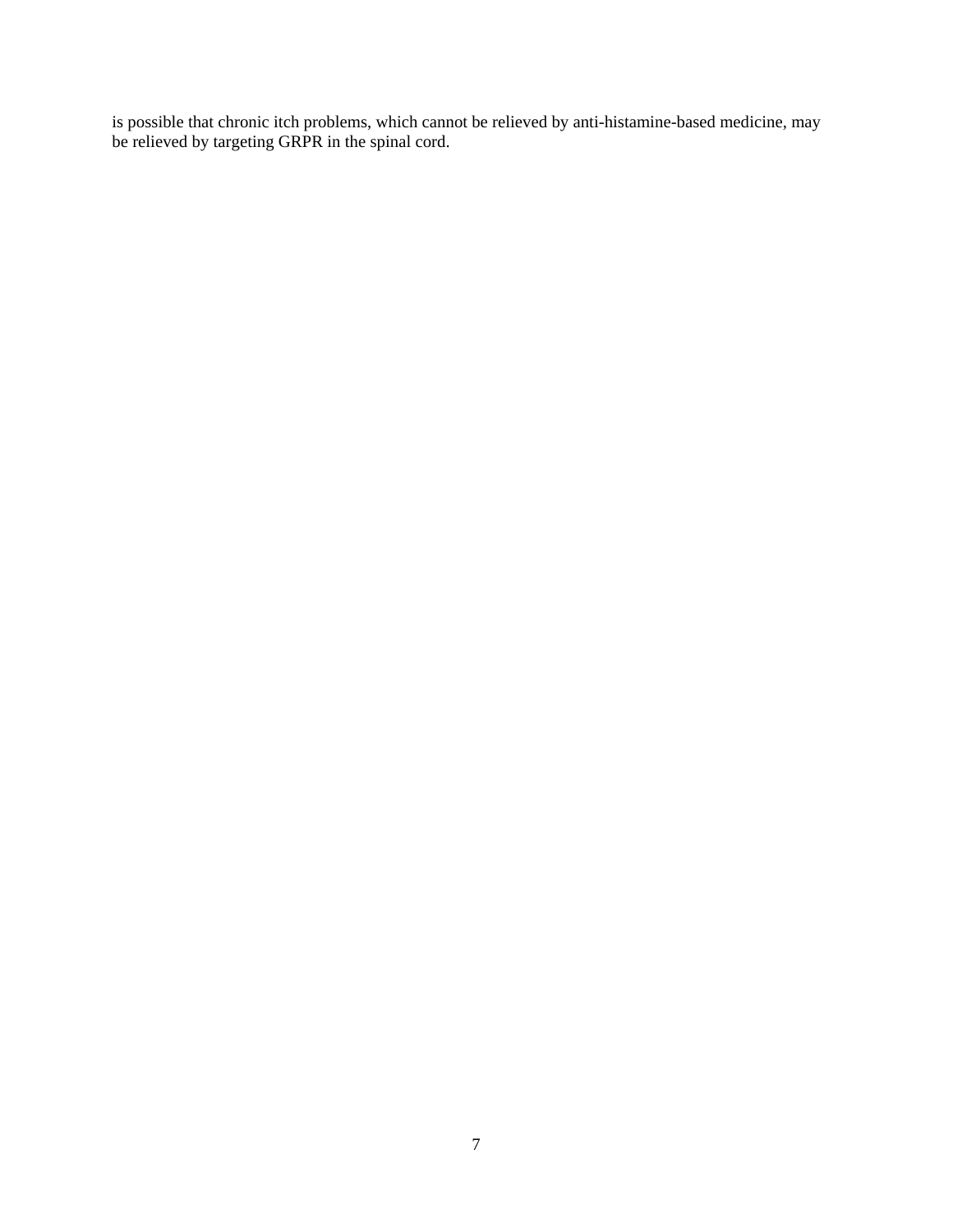is possible that chronic itch problems, which cannot be relieved by anti-histamine-based medicine, may be relieved by targeting GRPR in the spinal cord.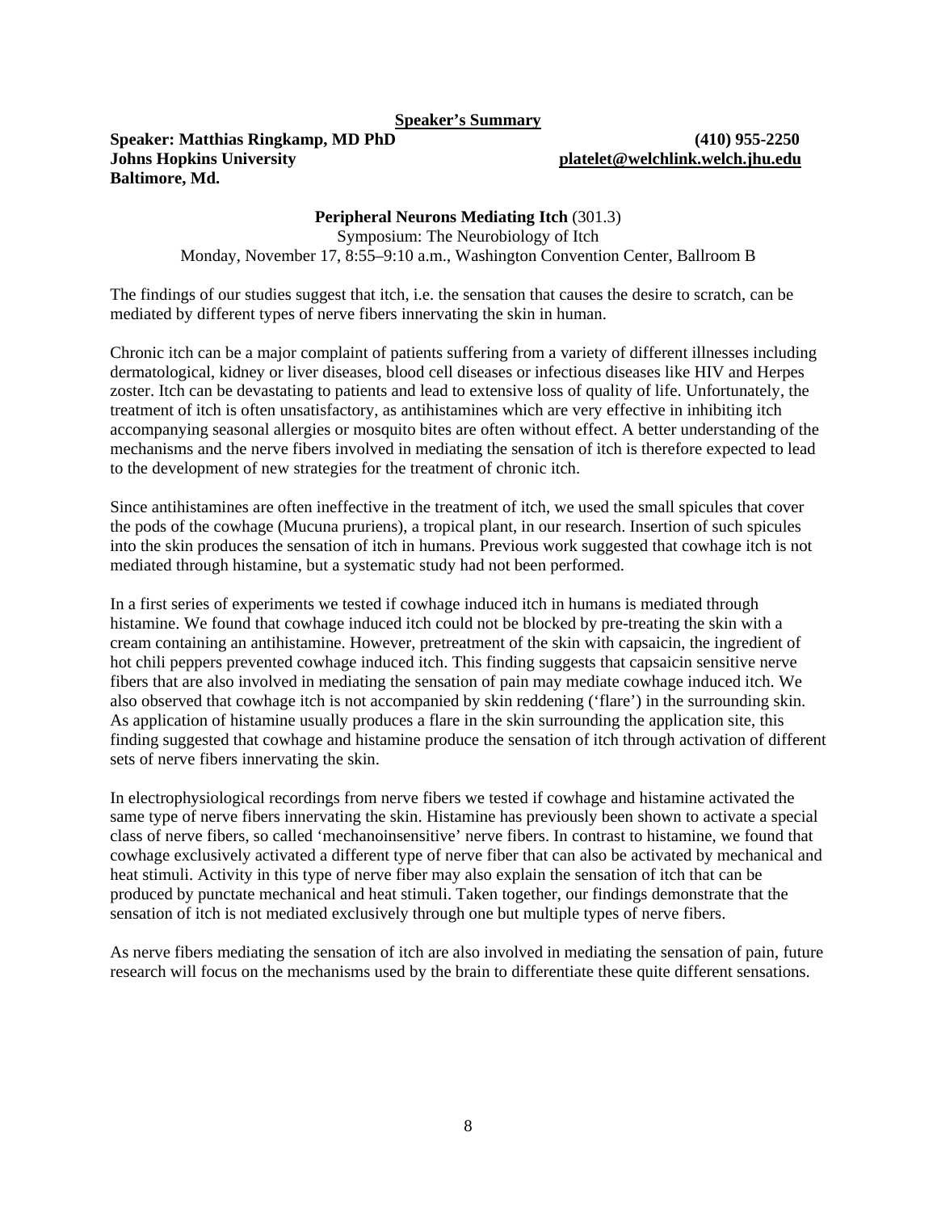**Speaker's Summary**

**Speaker: Matthias Ringkamp, MD PhD** **(410) 955-2250**
**Johns Hopkins University** **platelet@welchlink.welch.jhu.edu**
**Baltimore, Md.**

**Peripheral Neurons Mediating Itch** (301.3)
Symposium: The Neurobiology of Itch
Monday, November 17, 8:55–9:10 a.m., Washington Convention Center, Ballroom B

The findings of our studies suggest that itch, i.e. the sensation that causes the desire to scratch, can be mediated by different types of nerve fibers innervating the skin in human.

Chronic itch can be a major complaint of patients suffering from a variety of different illnesses including dermatological, kidney or liver diseases, blood cell diseases or infectious diseases like HIV and Herpes zoster. Itch can be devastating to patients and lead to extensive loss of quality of life. Unfortunately, the treatment of itch is often unsatisfactory, as antihistamines which are very effective in inhibiting itch accompanying seasonal allergies or mosquito bites are often without effect. A better understanding of the mechanisms and the nerve fibers involved in mediating the sensation of itch is therefore expected to lead to the development of new strategies for the treatment of chronic itch.

Since antihistamines are often ineffective in the treatment of itch, we used the small spicules that cover the pods of the cowhage (Mucuna pruriens), a tropical plant, in our research. Insertion of such spicules into the skin produces the sensation of itch in humans. Previous work suggested that cowhage itch is not mediated through histamine, but a systematic study had not been performed.

In a first series of experiments we tested if cowhage induced itch in humans is mediated through histamine. We found that cowhage induced itch could not be blocked by pre-treating the skin with a cream containing an antihistamine. However, pretreatment of the skin with capsaicin, the ingredient of hot chili peppers prevented cowhage induced itch. This finding suggests that capsaicin sensitive nerve fibers that are also involved in mediating the sensation of pain may mediate cowhage induced itch. We also observed that cowhage itch is not accompanied by skin reddening ('flare') in the surrounding skin. As application of histamine usually produces a flare in the skin surrounding the application site, this finding suggested that cowhage and histamine produce the sensation of itch through activation of different sets of nerve fibers innervating the skin.

In electrophysiological recordings from nerve fibers we tested if cowhage and histamine activated the same type of nerve fibers innervating the skin. Histamine has previously been shown to activate a special class of nerve fibers, so called 'mechanoinsensitive' nerve fibers. In contrast to histamine, we found that cowhage exclusively activated a different type of nerve fiber that can also be activated by mechanical and heat stimuli. Activity in this type of nerve fiber may also explain the sensation of itch that can be produced by punctate mechanical and heat stimuli. Taken together, our findings demonstrate that the sensation of itch is not mediated exclusively through one but multiple types of nerve fibers.

As nerve fibers mediating the sensation of itch are also involved in mediating the sensation of pain, future research will focus on the mechanisms used by the brain to differentiate these quite different sensations.